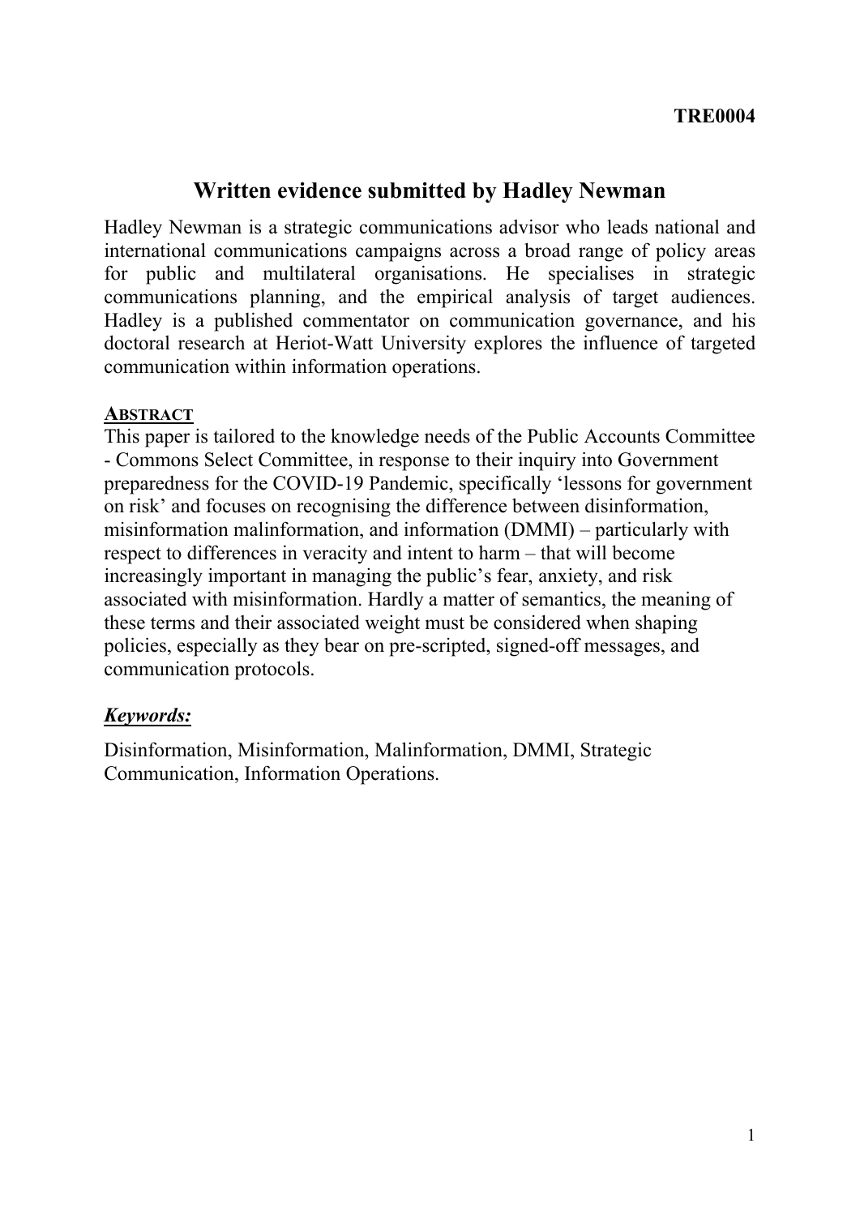**TRE0004**

# Written evidence submitted by Hadley Newman

Hadley Newman is a strategic communications advisor who leads national and international communications campaigns across a broad range of policy areas for public and multilateral organisations. He specialises in strategic communications planning, and the empirical analysis of target audiences. Hadley is a published commentator on communication governance, and his doctoral research at Heriot-Watt University explores the influence of targeted communication within information operations.

**ABSTRACT**

This paper is tailored to the knowledge needs of the Public Accounts Committee - Commons Select Committee, in response to their inquiry into Government preparedness for the COVID-19 Pandemic, specifically 'lessons for government on risk' and focuses on recognising the difference between disinformation, misinformation malinformation, and information (DMMI) – particularly with respect to differences in veracity and intent to harm – that will become increasingly important in managing the public's fear, anxiety, and risk associated with misinformation. Hardly a matter of semantics, the meaning of these terms and their associated weight must be considered when shaping policies, especially as they bear on pre-scripted, signed-off messages, and communication protocols.

***Keywords:***

Disinformation, Misinformation, Malinformation, DMMI, Strategic Communication, Information Operations.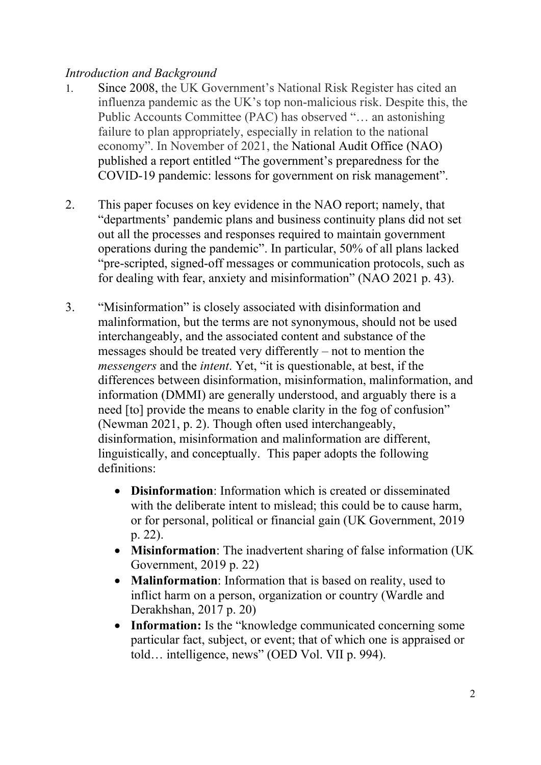*Introduction and Background*

1. Since 2008, the UK Government's National Risk Register has cited an influenza pandemic as the UK's top non-malicious risk. Despite this, the Public Accounts Committee (PAC) has observed "… an astonishing failure to plan appropriately, especially in relation to the national economy". In November of 2021, the National Audit Office (NAO) published a report entitled "The government's preparedness for the COVID-19 pandemic: lessons for government on risk management".

2. This paper focuses on key evidence in the NAO report; namely, that "departments' pandemic plans and business continuity plans did not set out all the processes and responses required to maintain government operations during the pandemic". In particular, 50% of all plans lacked "pre-scripted, signed-off messages or communication protocols, such as for dealing with fear, anxiety and misinformation" (NAO 2021 p. 43).

3. "Misinformation" is closely associated with disinformation and malinformation, but the terms are not synonymous, should not be used interchangeably, and the associated content and substance of the messages should be treated very differently – not to mention the *messengers* and the *intent*. Yet, "it is questionable, at best, if the differences between disinformation, misinformation, malinformation, and information (DMMI) are generally understood, and arguably there is a need [to] provide the means to enable clarity in the fog of confusion" (Newman 2021, p. 2). Though often used interchangeably, disinformation, misinformation and malinformation are different, linguistically, and conceptually. This paper adopts the following definitions:

   - **Disinformation**: Information which is created or disseminated with the deliberate intent to mislead; this could be to cause harm, or for personal, political or financial gain (UK Government, 2019 p. 22).
   - **Misinformation**: The inadvertent sharing of false information (UK Government, 2019 p. 22)
   - **Malinformation**: Information that is based on reality, used to inflict harm on a person, organization or country (Wardle and Derakhshan, 2017 p. 20)
   - **Information:** Is the "knowledge communicated concerning some particular fact, subject, or event; that of which one is appraised or told… intelligence, news" (OED Vol. VII p. 994).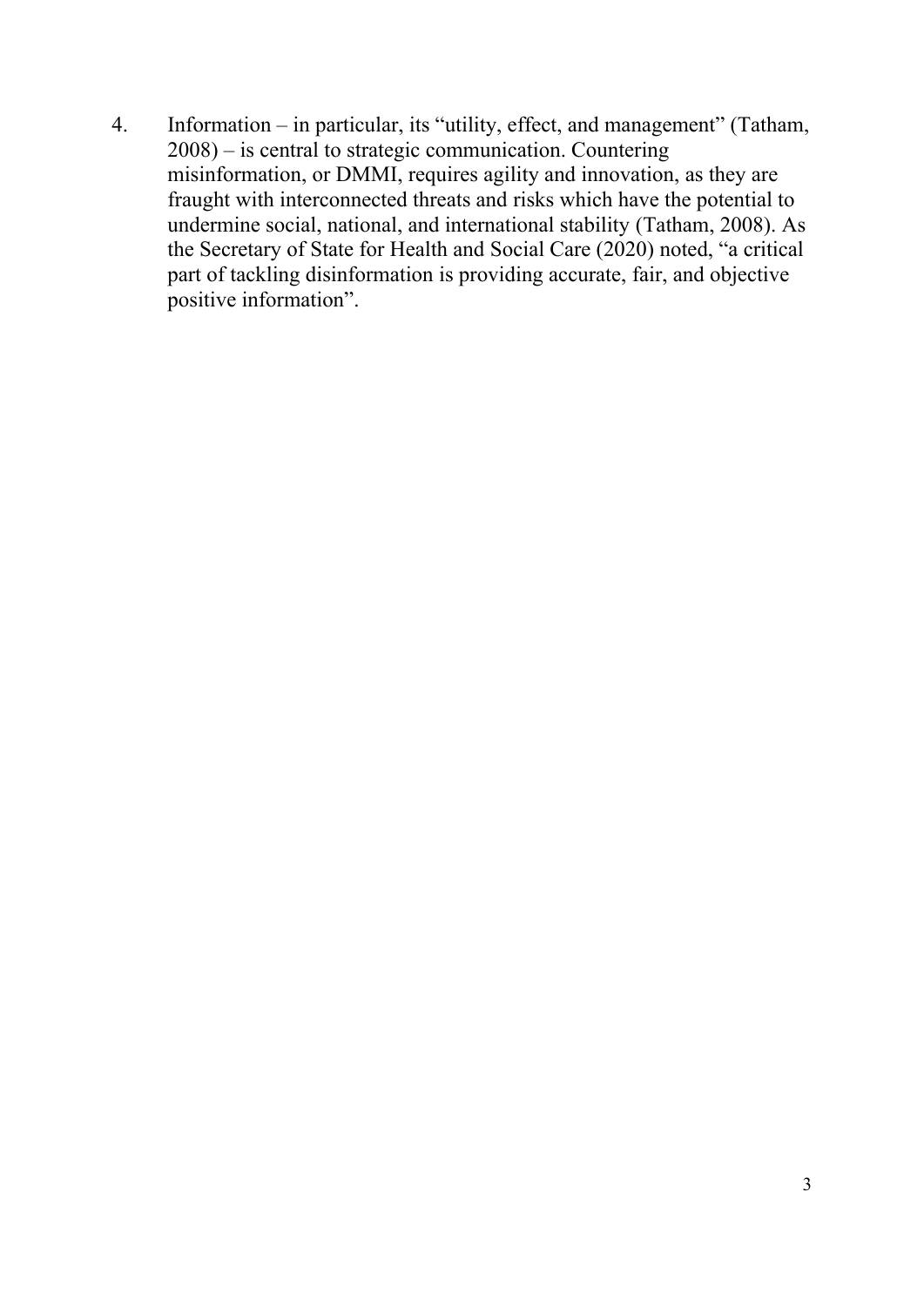4. Information – in particular, its “utility, effect, and management” (Tatham, 2008) – is central to strategic communication. Countering misinformation, or DMMI, requires agility and innovation, as they are fraught with interconnected threats and risks which have the potential to undermine social, national, and international stability (Tatham, 2008). As the Secretary of State for Health and Social Care (2020) noted, “a critical part of tackling disinformation is providing accurate, fair, and objective positive information”.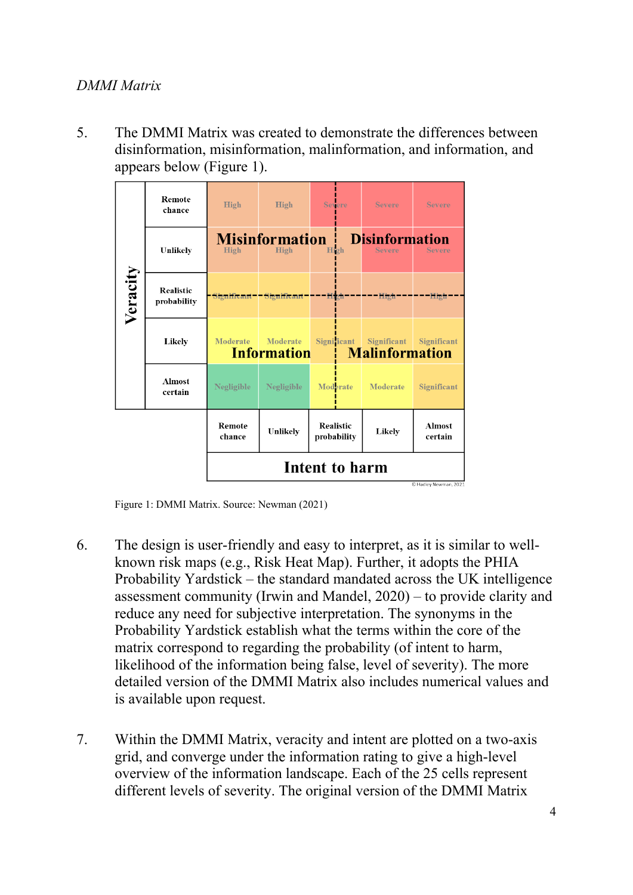*DMMI Matrix*

5. The DMMI Matrix was created to demonstrate the differences between disinformation, misinformation, malinformation, and information, and appears below (Figure 1).

| Veracity | Remote chance (Intent to harm) | Unlikely (Intent to harm) | Realistic probability (Intent to harm) | Likely (Intent to harm) | Almost certain (Intent to harm) |
|---|---|---|---|---|---|
| Remote chance | High | High | Severe | Severe | Severe |
| Unlikely | High | High | High | Severe | Severe |
| Realistic probability | Significant | Significant | High | High | High |
| Likely | Moderate | Moderate | Significant | Significant | Significant |
| Almost certain | Negligible | Negligible | Moderate | Moderate | Significant |

Quadrants: Misinformation (top left), Disinformation (top right), Information (bottom left), Malinformation (bottom right).

© Hadley Newman, 2021

Figure 1: DMMI Matrix. Source: Newman (2021)

6. The design is user-friendly and easy to interpret, as it is similar to well-known risk maps (e.g., Risk Heat Map). Further, it adopts the PHIA Probability Yardstick – the standard mandated across the UK intelligence assessment community (Irwin and Mandel, 2020) – to provide clarity and reduce any need for subjective interpretation. The synonyms in the Probability Yardstick establish what the terms within the core of the matrix correspond to regarding the probability (of intent to harm, likelihood of the information being false, level of severity). The more detailed version of the DMMI Matrix also includes numerical values and is available upon request.

7. Within the DMMI Matrix, veracity and intent are plotted on a two-axis grid, and converge under the information rating to give a high-level overview of the information landscape. Each of the 25 cells represent different levels of severity. The original version of the DMMI Matrix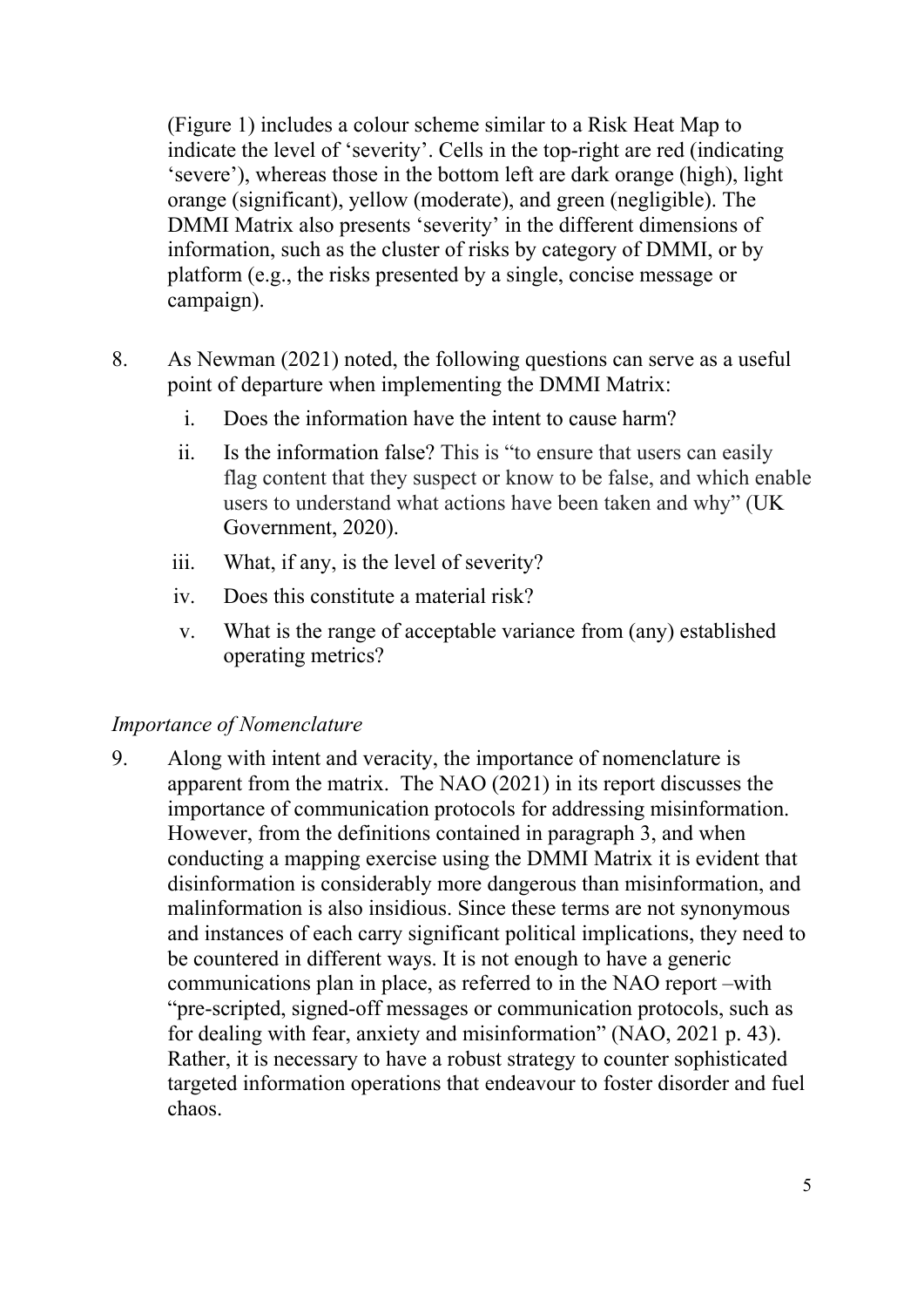(Figure 1) includes a colour scheme similar to a Risk Heat Map to indicate the level of 'severity'. Cells in the top-right are red (indicating 'severe'), whereas those in the bottom left are dark orange (high), light orange (significant), yellow (moderate), and green (negligible). The DMMI Matrix also presents 'severity' in the different dimensions of information, such as the cluster of risks by category of DMMI, or by platform (e.g., the risks presented by a single, concise message or campaign).

8. As Newman (2021) noted, the following questions can serve as a useful point of departure when implementing the DMMI Matrix:
   i. Does the information have the intent to cause harm?
   ii. Is the information false? This is "to ensure that users can easily flag content that they suspect or know to be false, and which enable users to understand what actions have been taken and why" (UK Government, 2020).
   iii. What, if any, is the level of severity?
   iv. Does this constitute a material risk?
   v. What is the range of acceptable variance from (any) established operating metrics?

*Importance of Nomenclature*

9. Along with intent and veracity, the importance of nomenclature is apparent from the matrix. The NAO (2021) in its report discusses the importance of communication protocols for addressing misinformation. However, from the definitions contained in paragraph 3, and when conducting a mapping exercise using the DMMI Matrix it is evident that disinformation is considerably more dangerous than misinformation, and malinformation is also insidious. Since these terms are not synonymous and instances of each carry significant political implications, they need to be countered in different ways. It is not enough to have a generic communications plan in place, as referred to in the NAO report –with "pre-scripted, signed-off messages or communication protocols, such as for dealing with fear, anxiety and misinformation" (NAO, 2021 p. 43). Rather, it is necessary to have a robust strategy to counter sophisticated targeted information operations that endeavour to foster disorder and fuel chaos.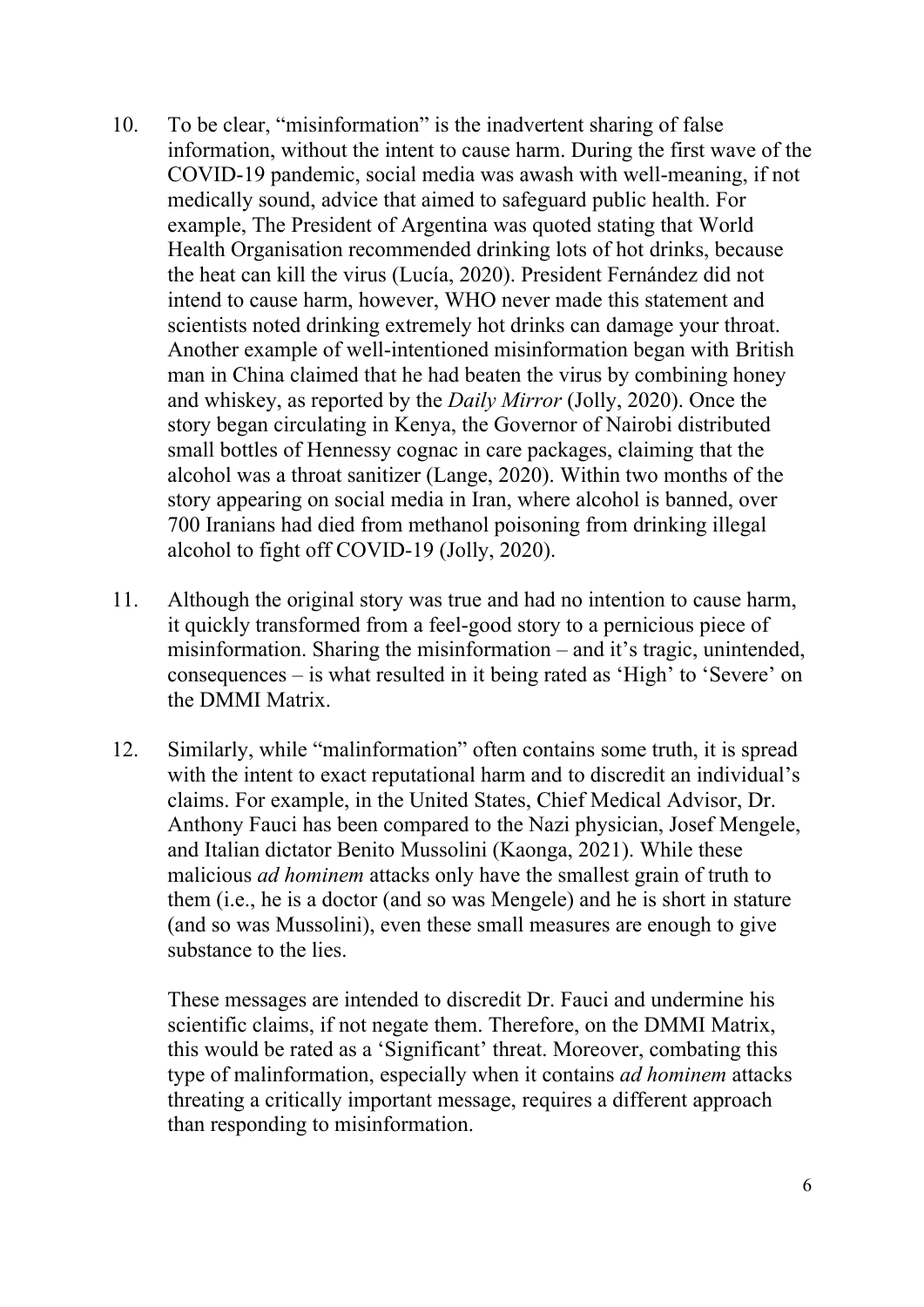10. To be clear, "misinformation" is the inadvertent sharing of false information, without the intent to cause harm. During the first wave of the COVID-19 pandemic, social media was awash with well-meaning, if not medically sound, advice that aimed to safeguard public health. For example, The President of Argentina was quoted stating that World Health Organisation recommended drinking lots of hot drinks, because the heat can kill the virus (Lucía, 2020). President Fernández did not intend to cause harm, however, WHO never made this statement and scientists noted drinking extremely hot drinks can damage your throat. Another example of well-intentioned misinformation began with British man in China claimed that he had beaten the virus by combining honey and whiskey, as reported by the *Daily Mirror* (Jolly, 2020). Once the story began circulating in Kenya, the Governor of Nairobi distributed small bottles of Hennessy cognac in care packages, claiming that the alcohol was a throat sanitizer (Lange, 2020). Within two months of the story appearing on social media in Iran, where alcohol is banned, over 700 Iranians had died from methanol poisoning from drinking illegal alcohol to fight off COVID-19 (Jolly, 2020).

11. Although the original story was true and had no intention to cause harm, it quickly transformed from a feel-good story to a pernicious piece of misinformation. Sharing the misinformation – and it's tragic, unintended, consequences – is what resulted in it being rated as 'High' to 'Severe' on the DMMI Matrix.

12. Similarly, while "malinformation" often contains some truth, it is spread with the intent to exact reputational harm and to discredit an individual's claims. For example, in the United States, Chief Medical Advisor, Dr. Anthony Fauci has been compared to the Nazi physician, Josef Mengele, and Italian dictator Benito Mussolini (Kaonga, 2021). While these malicious *ad hominem* attacks only have the smallest grain of truth to them (i.e., he is a doctor (and so was Mengele) and he is short in stature (and so was Mussolini), even these small measures are enough to give substance to the lies.

    These messages are intended to discredit Dr. Fauci and undermine his scientific claims, if not negate them. Therefore, on the DMMI Matrix, this would be rated as a 'Significant' threat. Moreover, combating this type of malinformation, especially when it contains *ad hominem* attacks threating a critically important message, requires a different approach than responding to misinformation.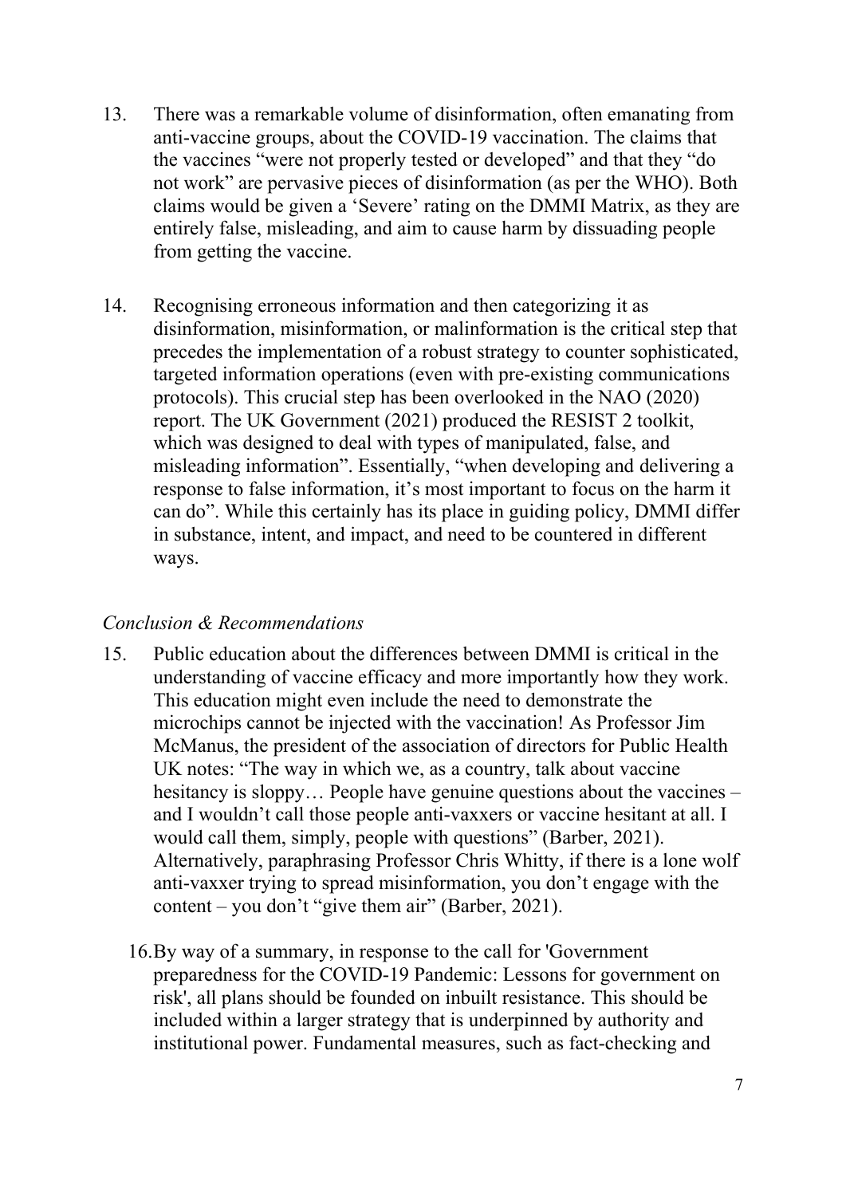13. There was a remarkable volume of disinformation, often emanating from anti-vaccine groups, about the COVID-19 vaccination. The claims that the vaccines "were not properly tested or developed" and that they "do not work" are pervasive pieces of disinformation (as per the WHO). Both claims would be given a 'Severe' rating on the DMMI Matrix, as they are entirely false, misleading, and aim to cause harm by dissuading people from getting the vaccine.

14. Recognising erroneous information and then categorizing it as disinformation, misinformation, or malinformation is the critical step that precedes the implementation of a robust strategy to counter sophisticated, targeted information operations (even with pre-existing communications protocols). This crucial step has been overlooked in the NAO (2020) report. The UK Government (2021) produced the RESIST 2 toolkit, which was designed to deal with types of manipulated, false, and misleading information". Essentially, "when developing and delivering a response to false information, it's most important to focus on the harm it can do". While this certainly has its place in guiding policy, DMMI differ in substance, intent, and impact, and need to be countered in different ways.

*Conclusion & Recommendations*

15. Public education about the differences between DMMI is critical in the understanding of vaccine efficacy and more importantly how they work. This education might even include the need to demonstrate the microchips cannot be injected with the vaccination! As Professor Jim McManus, the president of the association of directors for Public Health UK notes: "The way in which we, as a country, talk about vaccine hesitancy is sloppy… People have genuine questions about the vaccines – and I wouldn't call those people anti-vaxxers or vaccine hesitant at all. I would call them, simply, people with questions" (Barber, 2021). Alternatively, paraphrasing Professor Chris Whitty, if there is a lone wolf anti-vaxxer trying to spread misinformation, you don't engage with the content – you don't "give them air" (Barber, 2021).

16. By way of a summary, in response to the call for 'Government preparedness for the COVID-19 Pandemic: Lessons for government on risk', all plans should be founded on inbuilt resistance. This should be included within a larger strategy that is underpinned by authority and institutional power. Fundamental measures, such as fact-checking and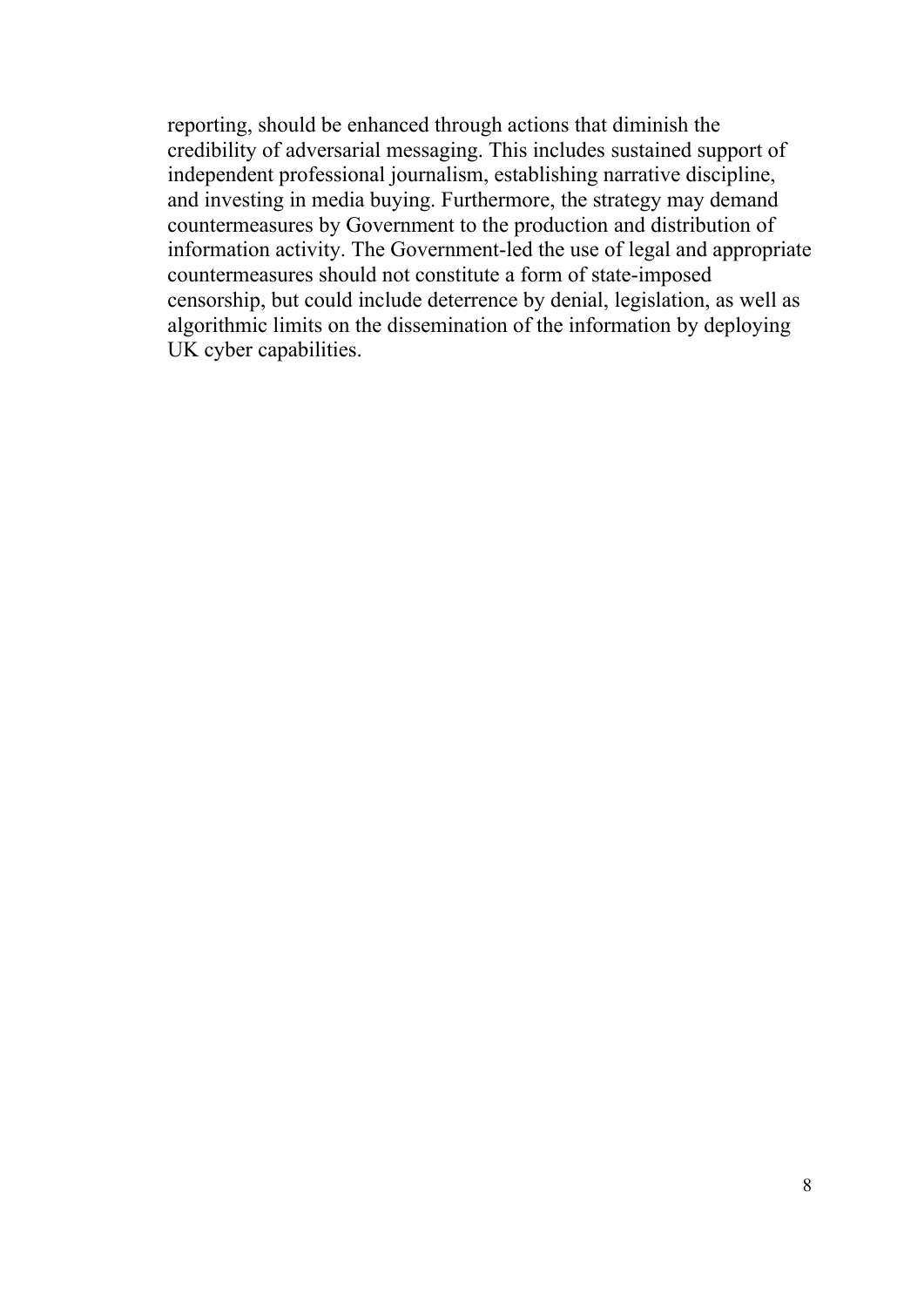reporting, should be enhanced through actions that diminish the credibility of adversarial messaging. This includes sustained support of independent professional journalism, establishing narrative discipline, and investing in media buying. Furthermore, the strategy may demand countermeasures by Government to the production and distribution of information activity. The Government-led the use of legal and appropriate countermeasures should not constitute a form of state-imposed censorship, but could include deterrence by denial, legislation, as well as algorithmic limits on the dissemination of the information by deploying UK cyber capabilities.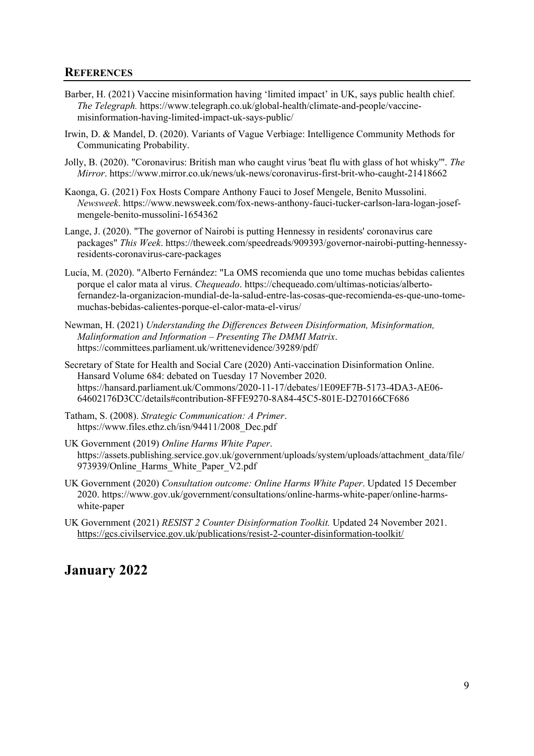## REFERENCES

Barber, H. (2021) Vaccine misinformation having 'limited impact' in UK, says public health chief. *The Telegraph.* https://www.telegraph.co.uk/global-health/climate-and-people/vaccine-misinformation-having-limited-impact-uk-says-public/

Irwin, D. & Mandel, D. (2020). Variants of Vague Verbiage: Intelligence Community Methods for Communicating Probability.

Jolly, B. (2020). "Coronavirus: British man who caught virus 'beat flu with glass of hot whisky'". *The Mirror*. https://www.mirror.co.uk/news/uk-news/coronavirus-first-brit-who-caught-21418662

Kaonga, G. (2021) Fox Hosts Compare Anthony Fauci to Josef Mengele, Benito Mussolini. *Newsweek*. https://www.newsweek.com/fox-news-anthony-fauci-tucker-carlson-lara-logan-josef-mengele-benito-mussolini-1654362

Lange, J. (2020). "The governor of Nairobi is putting Hennessy in residents' coronavirus care packages" *This Week*. https://theweek.com/speedreads/909393/governor-nairobi-putting-hennessy-residents-coronavirus-care-packages

Lucía, M. (2020). "Alberto Fernández: "La OMS recomienda que uno tome muchas bebidas calientes porque el calor mata al virus. *Chequeado*. https://chequeado.com/ultimas-noticias/alberto-fernandez-la-organizacion-mundial-de-la-salud-entre-las-cosas-que-recomienda-es-que-uno-tome-muchas-bebidas-calientes-porque-el-calor-mata-el-virus/

Newman, H. (2021) *Understanding the Differences Between Disinformation, Misinformation, Malinformation and Information – Presenting The DMMI Matrix*. https://committees.parliament.uk/writtenevidence/39289/pdf/

Secretary of State for Health and Social Care (2020) Anti-vaccination Disinformation Online. Hansard Volume 684: debated on Tuesday 17 November 2020. https://hansard.parliament.uk/Commons/2020-11-17/debates/1E09EF7B-5173-4DA3-AE06-64602176D3CC/details#contribution-8FFE9270-8A84-45C5-801E-D270166CF686

Tatham, S. (2008). *Strategic Communication: A Primer*. https://www.files.ethz.ch/isn/94411/2008_Dec.pdf

UK Government (2019) *Online Harms White Paper*. https://assets.publishing.service.gov.uk/government/uploads/system/uploads/attachment_data/file/973939/Online_Harms_White_Paper_V2.pdf

UK Government (2020) *Consultation outcome: Online Harms White Paper*. Updated 15 December 2020. https://www.gov.uk/government/consultations/online-harms-white-paper/online-harms-white-paper

UK Government (2021) *RESIST 2 Counter Disinformation Toolkit.* Updated 24 November 2021. https://gcs.civilservice.gov.uk/publications/resist-2-counter-disinformation-toolkit/

# January 2022